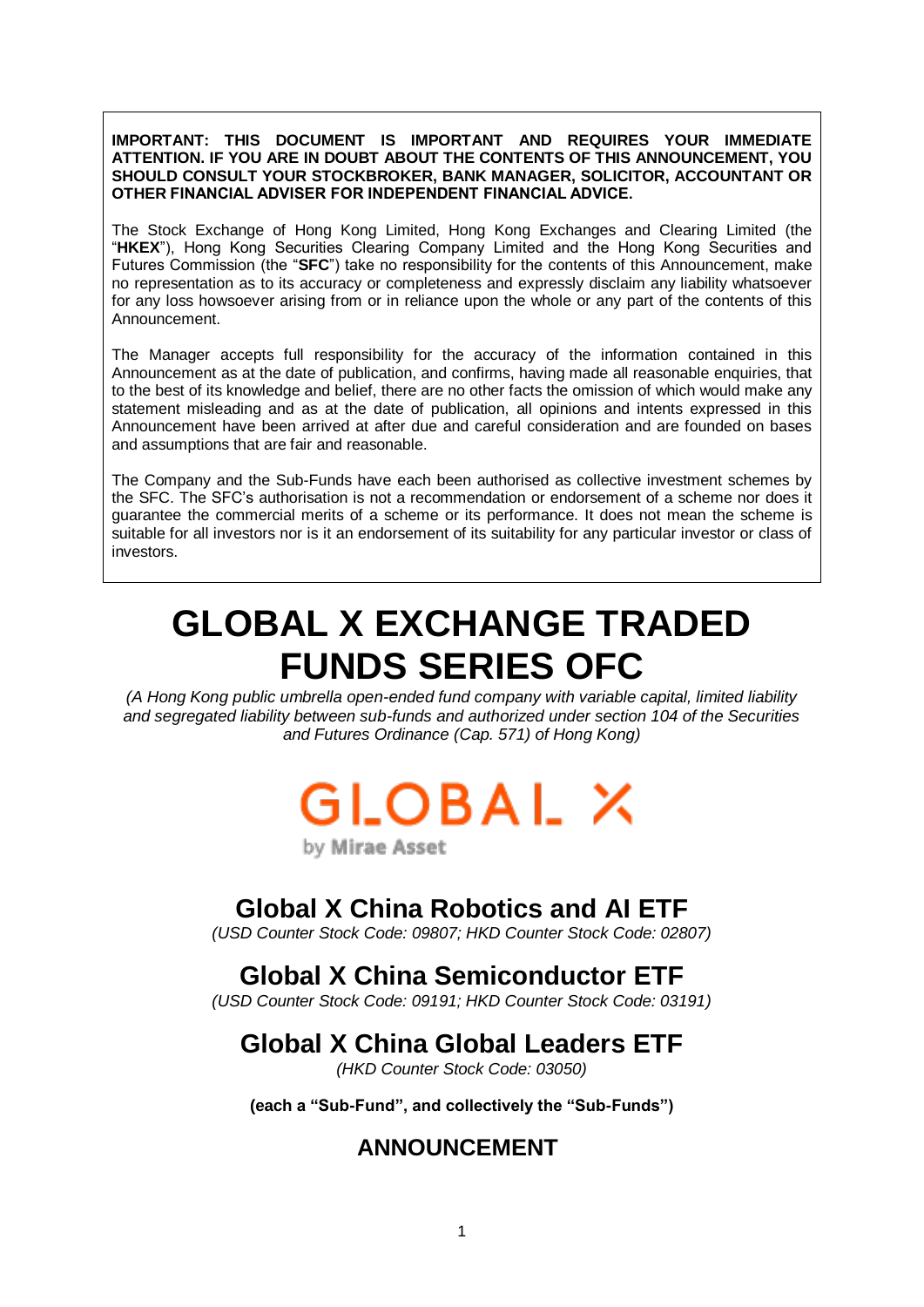**IMPORTANT: THIS DOCUMENT IS IMPORTANT AND REQUIRES YOUR IMMEDIATE ATTENTION. IF YOU ARE IN DOUBT ABOUT THE CONTENTS OF THIS ANNOUNCEMENT, YOU SHOULD CONSULT YOUR STOCKBROKER, BANK MANAGER, SOLICITOR, ACCOUNTANT OR OTHER FINANCIAL ADVISER FOR INDEPENDENT FINANCIAL ADVICE.**

The Stock Exchange of Hong Kong Limited, Hong Kong Exchanges and Clearing Limited (the "**HKEX**"), Hong Kong Securities Clearing Company Limited and the Hong Kong Securities and Futures Commission (the "**SFC**") take no responsibility for the contents of this Announcement, make no representation as to its accuracy or completeness and expressly disclaim any liability whatsoever for any loss howsoever arising from or in reliance upon the whole or any part of the contents of this Announcement.

The Manager accepts full responsibility for the accuracy of the information contained in this Announcement as at the date of publication, and confirms, having made all reasonable enquiries, that to the best of its knowledge and belief, there are no other facts the omission of which would make any statement misleading and as at the date of publication, all opinions and intents expressed in this Announcement have been arrived at after due and careful consideration and are founded on bases and assumptions that are fair and reasonable.

The Company and the Sub-Funds have each been authorised as collective investment schemes by the SFC. The SFC's authorisation is not a recommendation or endorsement of a scheme nor does it guarantee the commercial merits of a scheme or its performance. It does not mean the scheme is suitable for all investors nor is it an endorsement of its suitability for any particular investor or class of investors.

# GLOBAL X EXCHANGE TRADED FUNDS SERIES OFC

*(A Hong Kong public umbrella open-ended fund company with variable capital, limited liability and segregated liability between sub-funds and authorized under section 104 of the Securities and Futures Ordinance (Cap. 571) of Hong Kong)*

GLOBAL X
by Mirae Asset

## Global X China Robotics and AI ETF

*(USD Counter Stock Code: 09807; HKD Counter Stock Code: 02807)*

## Global X China Semiconductor ETF

*(USD Counter Stock Code: 09191; HKD Counter Stock Code: 03191)*

## Global X China Global Leaders ETF

*(HKD Counter Stock Code: 03050)*

**(each a "Sub-Fund", and collectively the "Sub-Funds")**

## ANNOUNCEMENT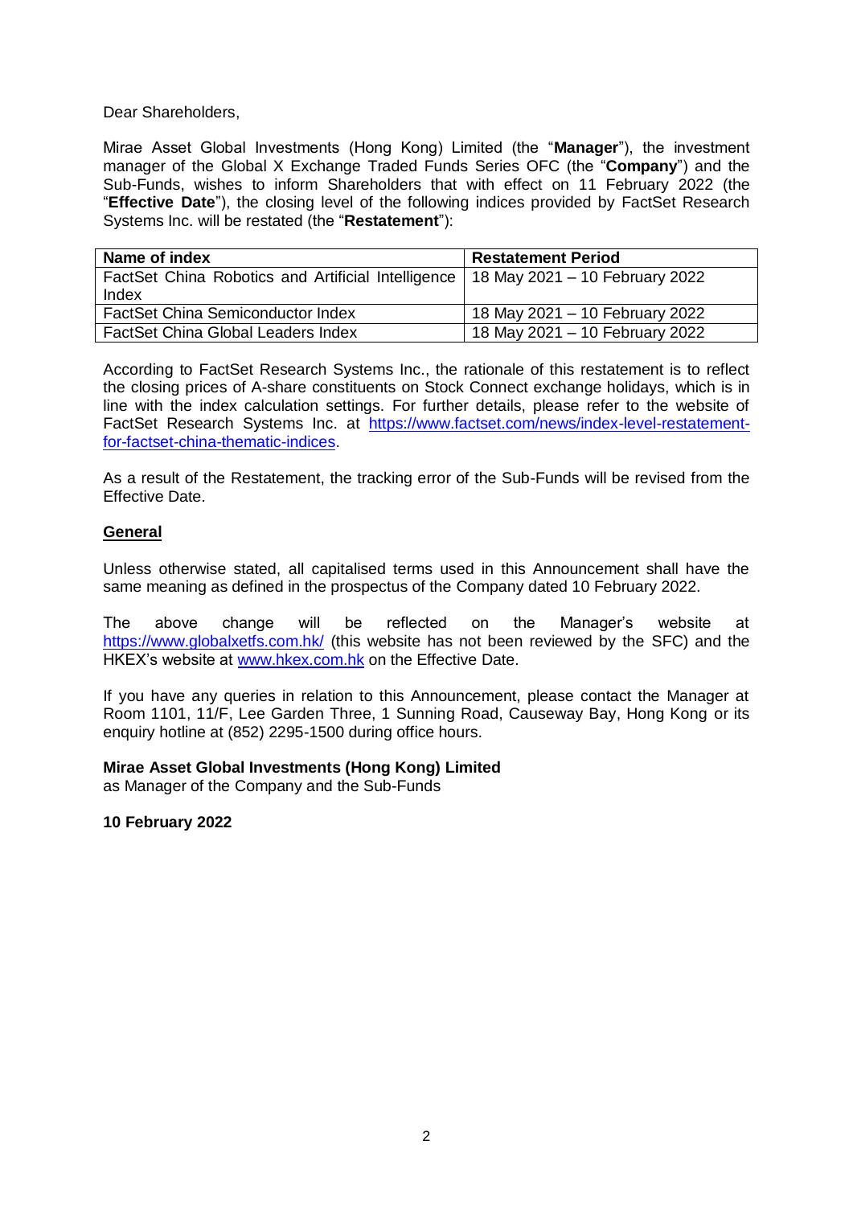Dear Shareholders,

Mirae Asset Global Investments (Hong Kong) Limited (the "**Manager**"), the investment manager of the Global X Exchange Traded Funds Series OFC (the "**Company**") and the Sub-Funds, wishes to inform Shareholders that with effect on 11 February 2022 (the "**Effective Date**"), the closing level of the following indices provided by FactSet Research Systems Inc. will be restated (the "**Restatement**"):

| Name of index | Restatement Period |
|---|---|
| FactSet China Robotics and Artificial Intelligence Index | 18 May 2021 – 10 February 2022 |
| FactSet China Semiconductor Index | 18 May 2021 – 10 February 2022 |
| FactSet China Global Leaders Index | 18 May 2021 – 10 February 2022 |

According to FactSet Research Systems Inc., the rationale of this restatement is to reflect the closing prices of A-share constituents on Stock Connect exchange holidays, which is in line with the index calculation settings. For further details, please refer to the website of FactSet Research Systems Inc. at https://www.factset.com/news/index-level-restatement-for-factset-china-thematic-indices.

As a result of the Restatement, the tracking error of the Sub-Funds will be revised from the Effective Date.

## General

Unless otherwise stated, all capitalised terms used in this Announcement shall have the same meaning as defined in the prospectus of the Company dated 10 February 2022.

The above change will be reflected on the Manager's website at https://www.globalxetfs.com.hk/ (this website has not been reviewed by the SFC) and the HKEX's website at www.hkex.com.hk on the Effective Date.

If you have any queries in relation to this Announcement, please contact the Manager at Room 1101, 11/F, Lee Garden Three, 1 Sunning Road, Causeway Bay, Hong Kong or its enquiry hotline at (852) 2295-1500 during office hours.

**Mirae Asset Global Investments (Hong Kong) Limited**
as Manager of the Company and the Sub-Funds

**10 February 2022**